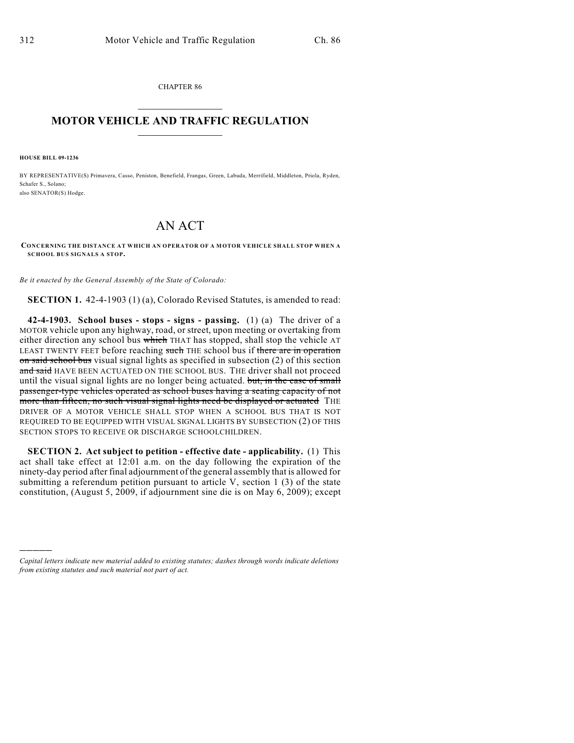CHAPTER 86

# MOTOR VEHICLE AND TRAFFIC REGULATION

**HOUSE BILL 09-1236**

BY REPRESENTATIVE(S) Primavera, Casso, Peniston, Benefield, Frangas, Green, Labuda, Merrifield, Middleton, Priola, Ryden, Schafer S., Solano;
also SENATOR(S) Hodge.

# AN ACT

**CONCERNING THE DISTANCE AT WHICH AN OPERATOR OF A MOTOR VEHICLE SHALL STOP WHEN A SCHOOL BUS SIGNALS A STOP.**

*Be it enacted by the General Assembly of the State of Colorado:*

**SECTION 1.** 42-4-1903 (1) (a), Colorado Revised Statutes, is amended to read:

**42-4-1903. School buses - stops - signs - passing.** (1) (a) The driver of a MOTOR vehicle upon any highway, road, or street, upon meeting or overtaking from either direction any school bus ~~which~~ THAT has stopped, shall stop the vehicle AT LEAST TWENTY FEET before reaching ~~such~~ THE school bus if ~~there are in operation on said school bus~~ visual signal lights as specified in subsection (2) of this section ~~and said~~ HAVE BEEN ACTUATED ON THE SCHOOL BUS. THE driver shall not proceed until the visual signal lights are no longer being actuated. ~~but, in the case of small passenger-type vehicles operated as school buses having a seating capacity of not more than fifteen, no such visual signal lights need be displayed or actuated~~ THE DRIVER OF A MOTOR VEHICLE SHALL STOP WHEN A SCHOOL BUS THAT IS NOT REQUIRED TO BE EQUIPPED WITH VISUAL SIGNAL LIGHTS BY SUBSECTION (2) OF THIS SECTION STOPS TO RECEIVE OR DISCHARGE SCHOOLCHILDREN.

**SECTION 2. Act subject to petition - effective date - applicability.** (1) This act shall take effect at 12:01 a.m. on the day following the expiration of the ninety-day period after final adjournment of the general assembly that is allowed for submitting a referendum petition pursuant to article V, section 1 (3) of the state constitution, (August 5, 2009, if adjournment sine die is on May 6, 2009); except

---

*Capital letters indicate new material added to existing statutes; dashes through words indicate deletions from existing statutes and such material not part of act.*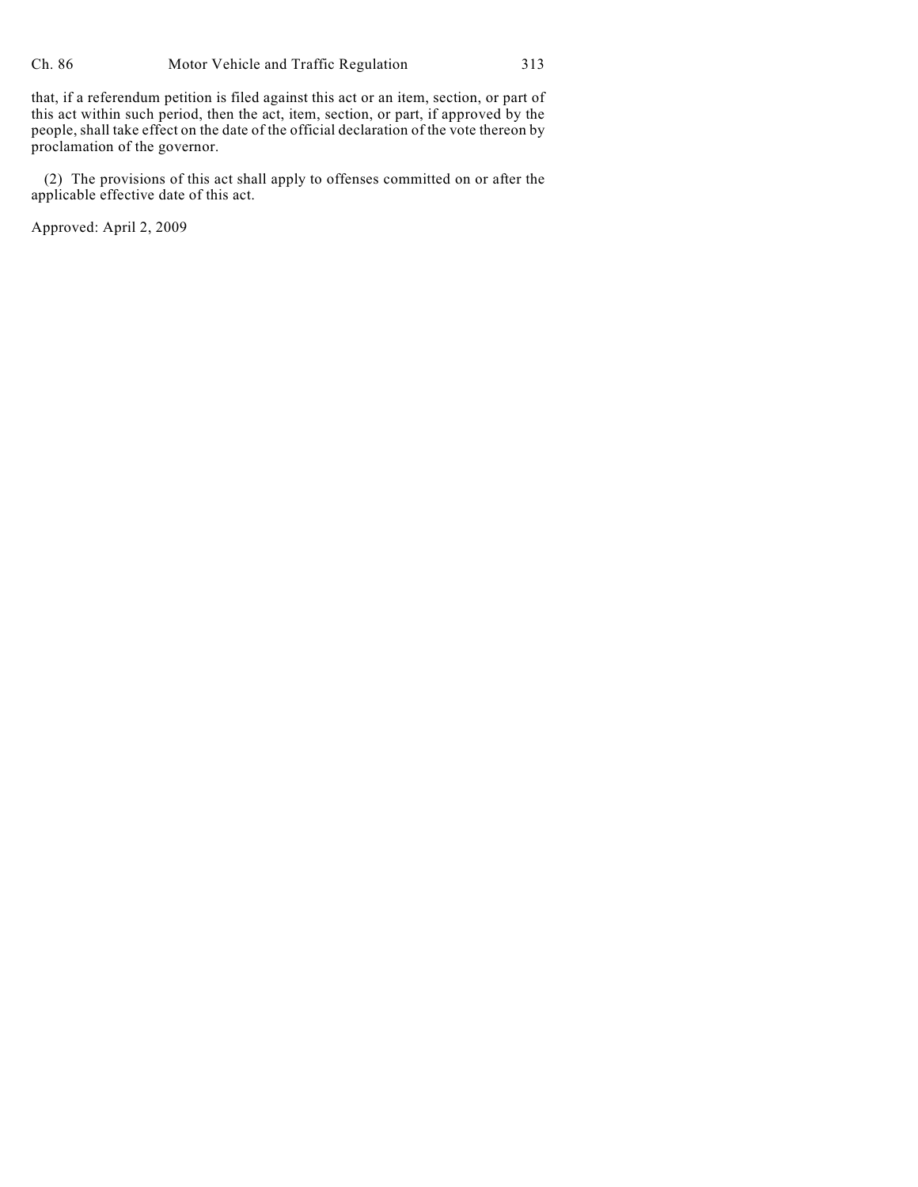that, if a referendum petition is filed against this act or an item, section, or part of this act within such period, then the act, item, section, or part, if approved by the people, shall take effect on the date of the official declaration of the vote thereon by proclamation of the governor.

(2) The provisions of this act shall apply to offenses committed on or after the applicable effective date of this act.

Approved: April 2, 2009